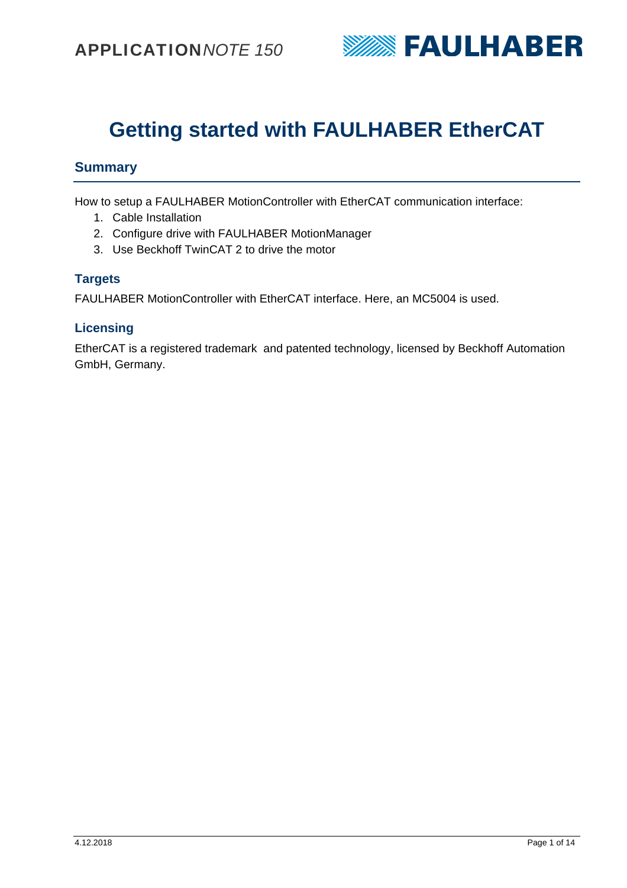# Getting started with FAULHABER EtherCAT

## Summary

How to setup a FAULHABER MotionController with EtherCAT communication interface:

1. Cable Installation
2. Configure drive with FAULHABER MotionManager
3. Use Beckhoff TwinCAT 2 to drive the motor

### Targets

FAULHABER MotionController with EtherCAT interface. Here, an MC5004 is used.

### Licensing

EtherCAT is a registered trademark and patented technology, licensed by Beckhoff Automation GmbH, Germany.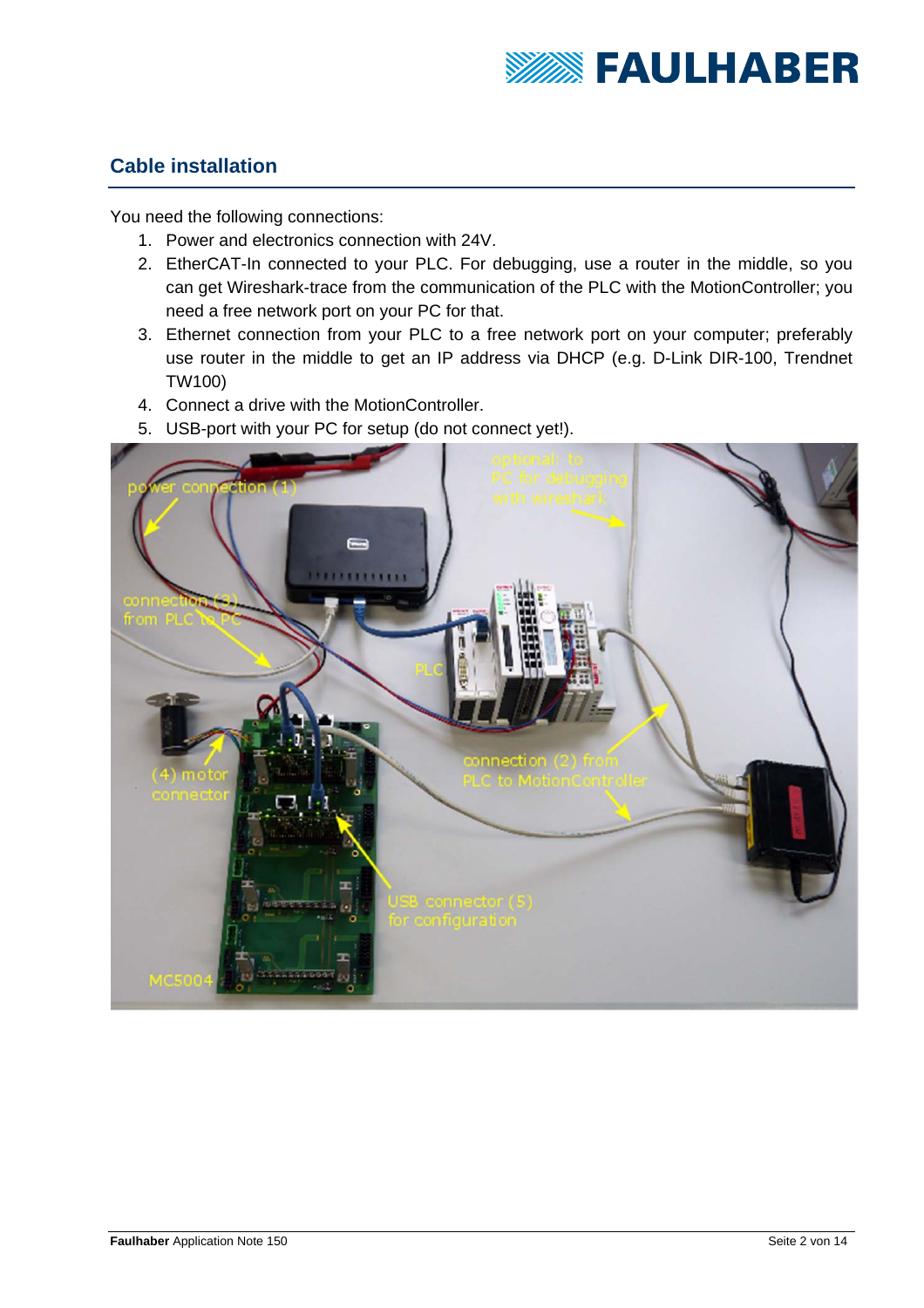## Cable installation

You need the following connections:

1. Power and electronics connection with 24V.
2. EtherCAT-In connected to your PLC. For debugging, use a router in the middle, so you can get Wireshark-trace from the communication of the PLC with the MotionController; you need a free network port on your PC for that.
3. Ethernet connection from your PLC to a free network port on your computer; preferably use router in the middle to get an IP address via DHCP (e.g. D-Link DIR-100, Trendnet TW100)
4. Connect a drive with the MotionController.
5. USB-port with your PC for setup (do not connect yet!).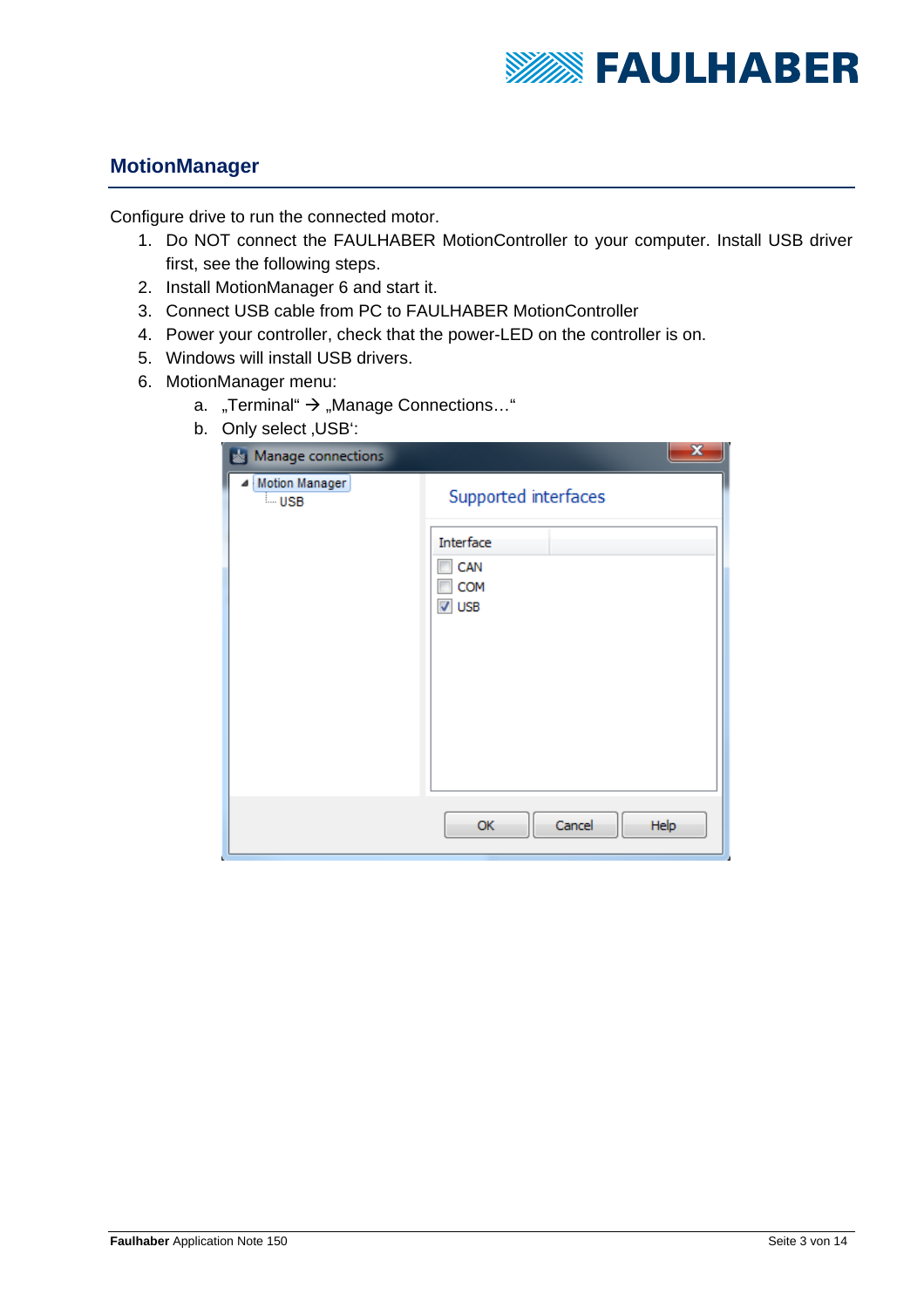## MotionManager

Configure drive to run the connected motor.

1. Do NOT connect the FAULHABER MotionController to your computer. Install USB driver first, see the following steps.
2. Install MotionManager 6 and start it.
3. Connect USB cable from PC to FAULHABER MotionController
4. Power your controller, check that the power-LED on the controller is on.
5. Windows will install USB drivers.
6. MotionManager menu:
   a. „Terminal“ → „Manage Connections…“
   b. Only select ‚USB‘: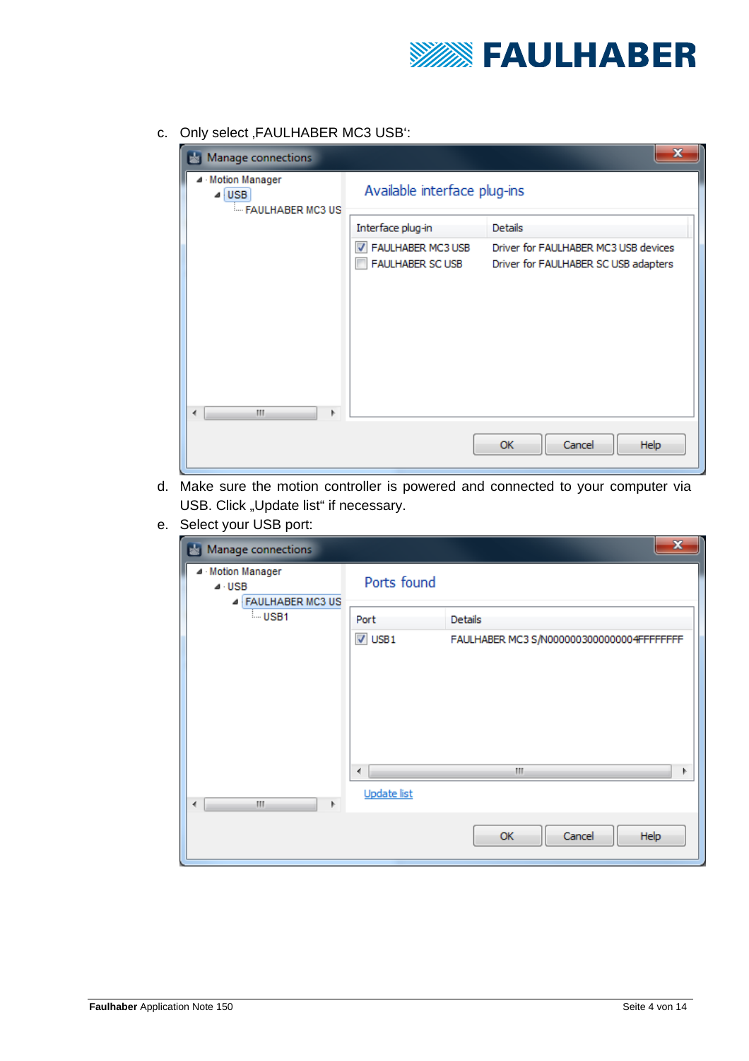c. Only select ‚FAULHABER MC3 USB‘:

d. Make sure the motion controller is powered and connected to your computer via USB. Click „Update list“ if necessary.

e. Select your USB port: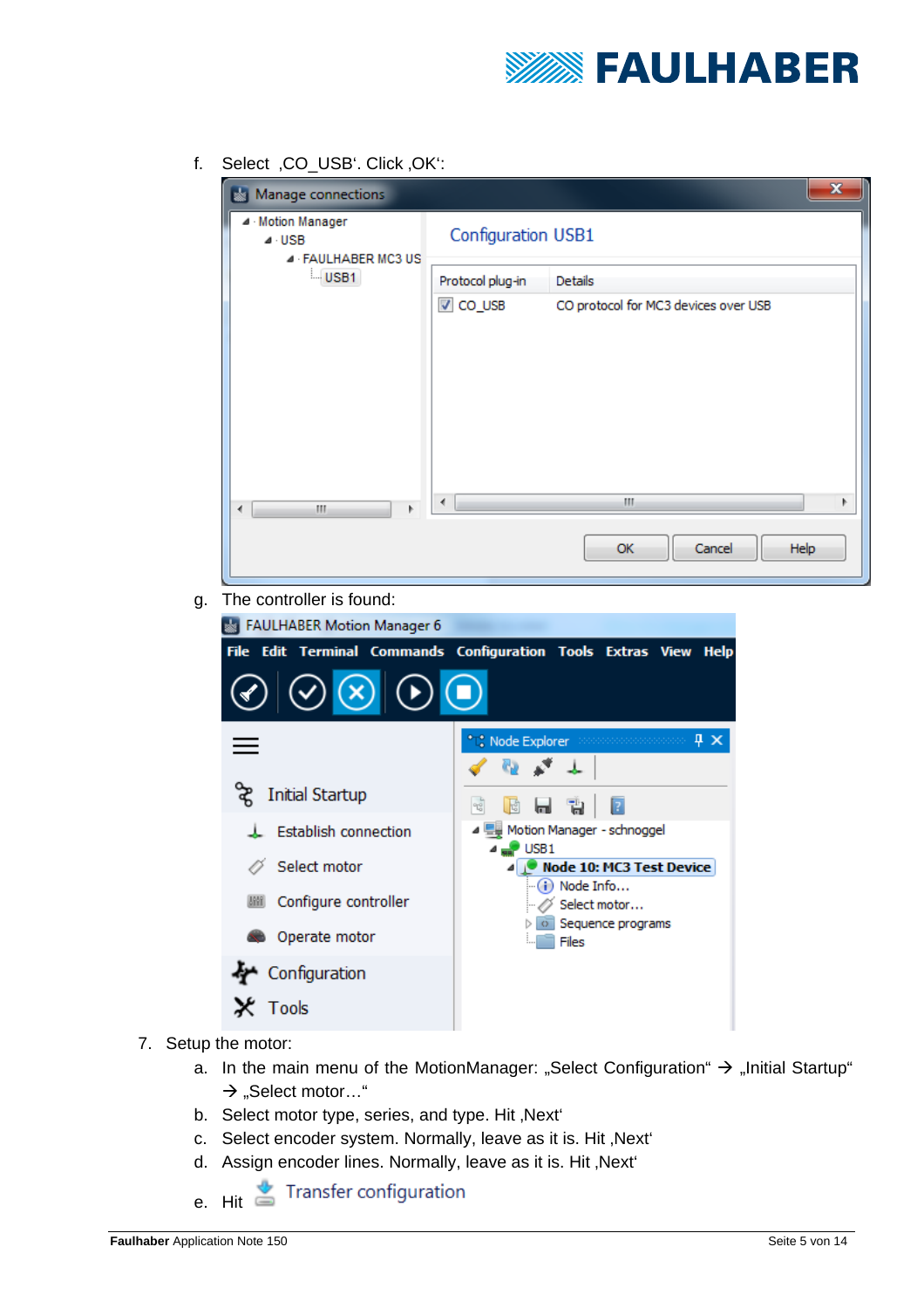f. Select ‚CO_USB'. Click ‚OK':

g. The controller is found:

7. Setup the motor:
   a. In the main menu of the MotionManager: „Select Configuration" → „Initial Startup" → „Select motor…"
   b. Select motor type, series, and type. Hit ‚Next'
   c. Select encoder system. Normally, leave as it is. Hit ‚Next'
   d. Assign encoder lines. Normally, leave as it is. Hit ‚Next'
   e. Hit Transfer configuration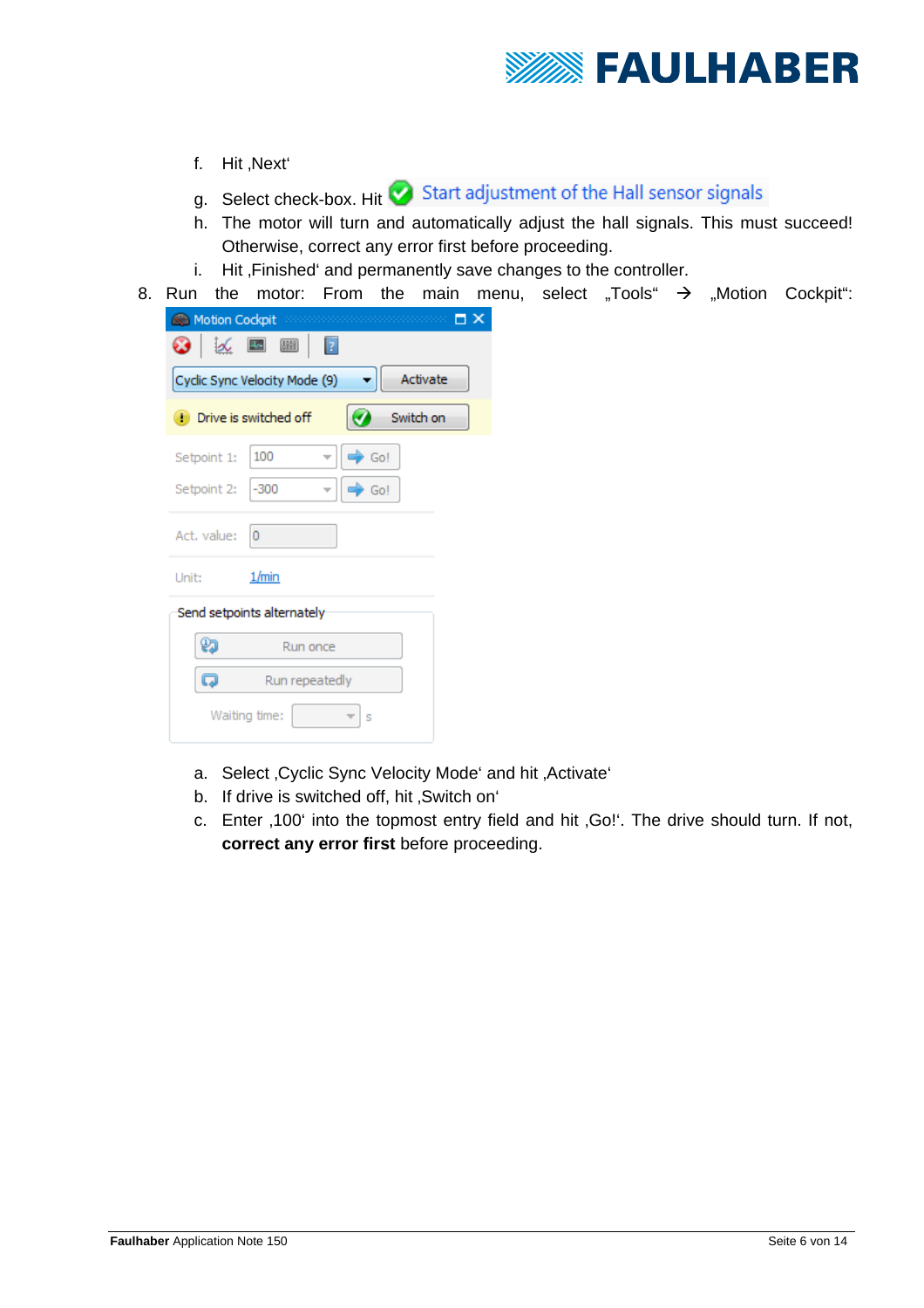f. Hit ‚Next‘

g. Select check-box. Hit Start adjustment of the Hall sensor signals

h. The motor will turn and automatically adjust the hall signals. This must succeed! Otherwise, correct any error first before proceeding.

i. Hit ‚Finished‘ and permanently save changes to the controller.

8. Run the motor: From the main menu, select „Tools“ → „Motion Cockpit“:

a. Select ‚Cyclic Sync Velocity Mode‘ and hit ‚Activate‘

b. If drive is switched off, hit ‚Switch on‘

c. Enter ‚100‘ into the topmost entry field and hit ‚Go!‘. The drive should turn. If not, **correct any error first** before proceeding.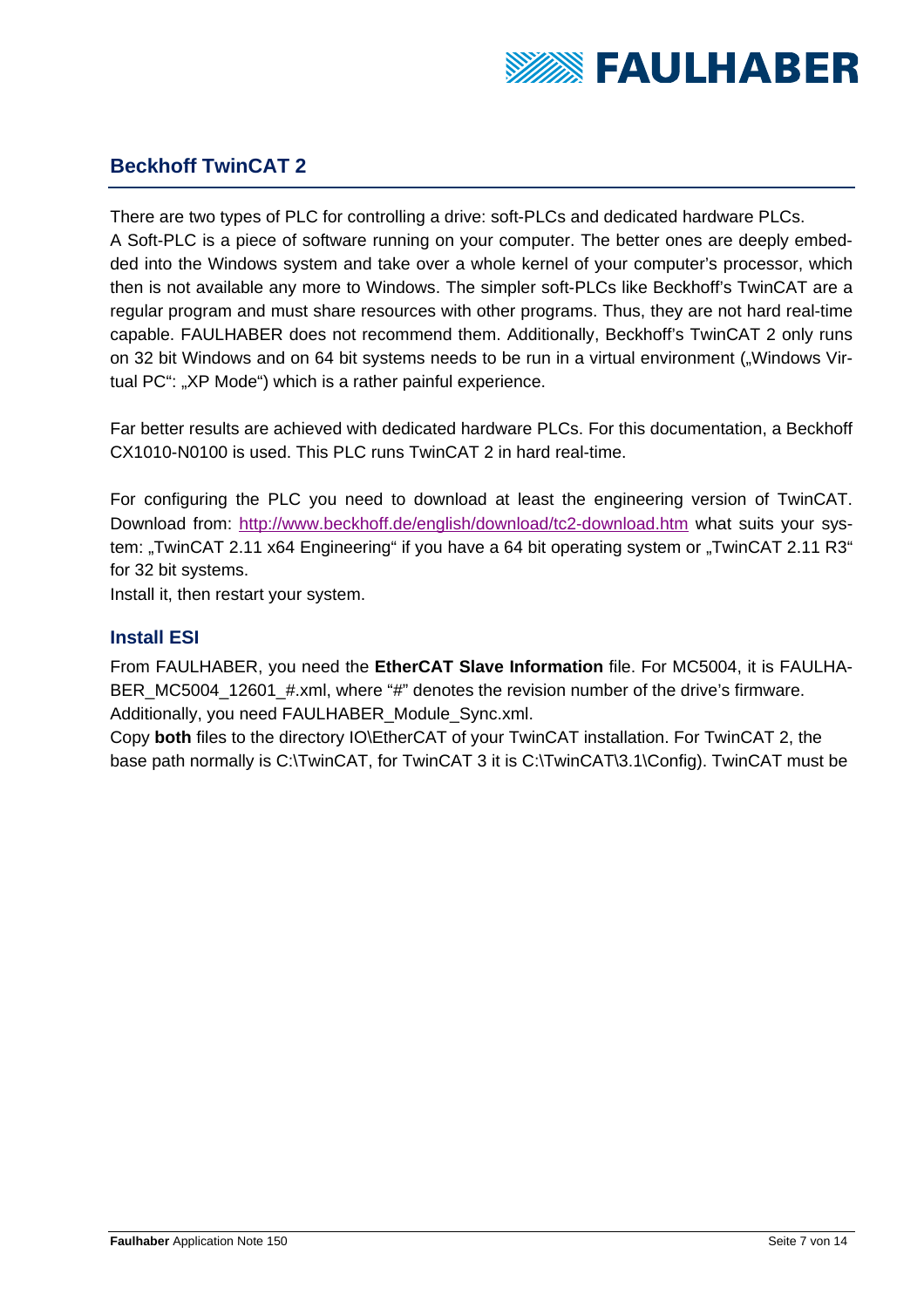## Beckhoff TwinCAT 2

There are two types of PLC for controlling a drive: soft-PLCs and dedicated hardware PLCs.
A Soft-PLC is a piece of software running on your computer. The better ones are deeply embedded into the Windows system and take over a whole kernel of your computer's processor, which then is not available any more to Windows. The simpler soft-PLCs like Beckhoff's TwinCAT are a regular program and must share resources with other programs. Thus, they are not hard real-time capable. FAULHABER does not recommend them. Additionally, Beckhoff's TwinCAT 2 only runs on 32 bit Windows and on 64 bit systems needs to be run in a virtual environment („Windows Virtual PC": „XP Mode") which is a rather painful experience.

Far better results are achieved with dedicated hardware PLCs. For this documentation, a Beckhoff CX1010-N0100 is used. This PLC runs TwinCAT 2 in hard real-time.

For configuring the PLC you need to download at least the engineering version of TwinCAT. Download from: http://www.beckhoff.de/english/download/tc2-download.htm what suits your system: „TwinCAT 2.11 x64 Engineering" if you have a 64 bit operating system or „TwinCAT 2.11 R3" for 32 bit systems.
Install it, then restart your system.

### Install ESI

From FAULHABER, you need the **EtherCAT Slave Information** file. For MC5004, it is FAULHABER_MC5004_12601_#.xml, where "#" denotes the revision number of the drive's firmware.
Additionally, you need FAULHABER_Module_Sync.xml.
Copy **both** files to the directory IO\EtherCAT of your TwinCAT installation. For TwinCAT 2, the base path normally is C:\TwinCAT, for TwinCAT 3 it is C:\TwinCAT\3.1\Config). TwinCAT must be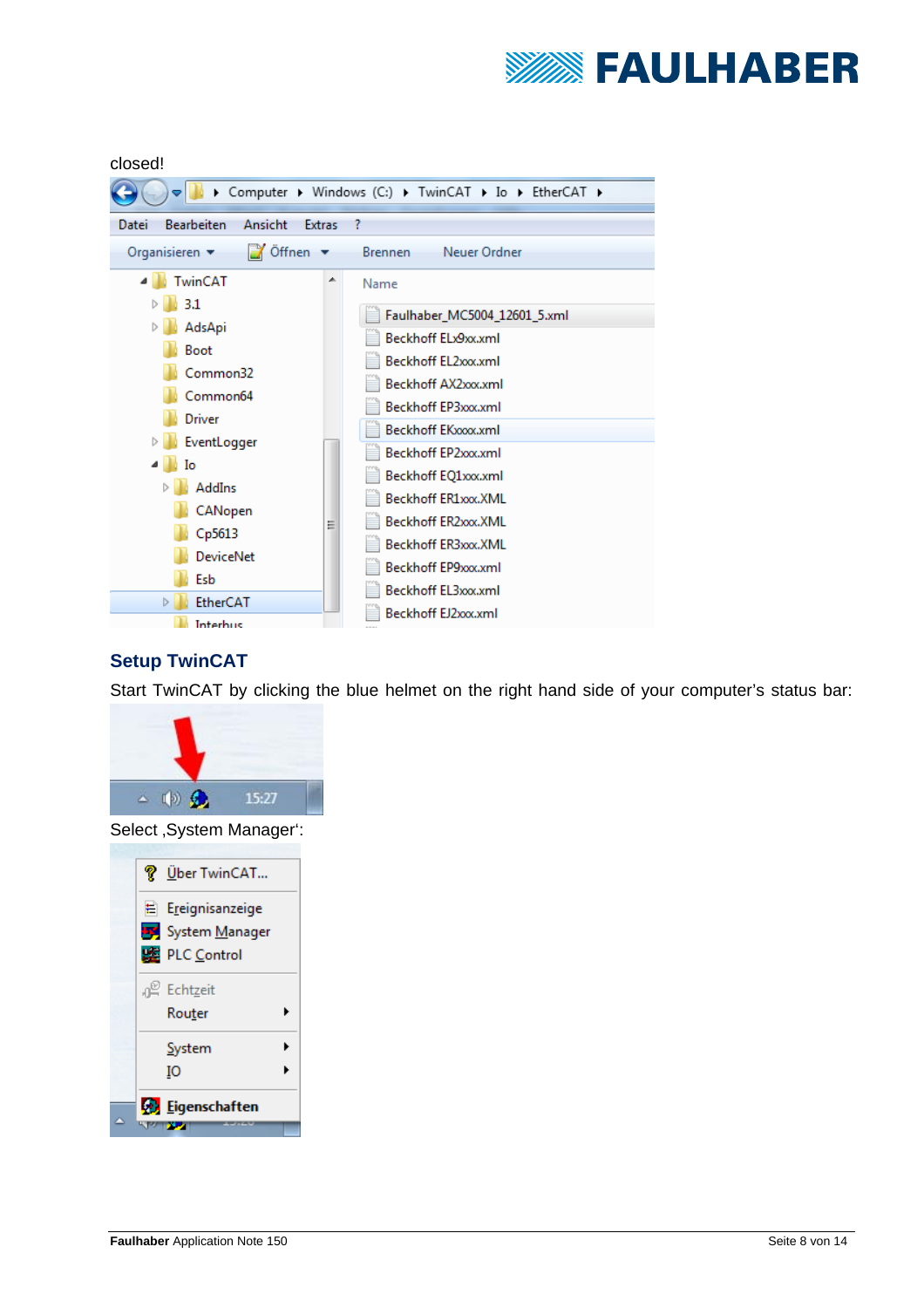closed!

## Setup TwinCAT

Start TwinCAT by clicking the blue helmet on the right hand side of your computer's status bar:

Select ‚System Manager‘: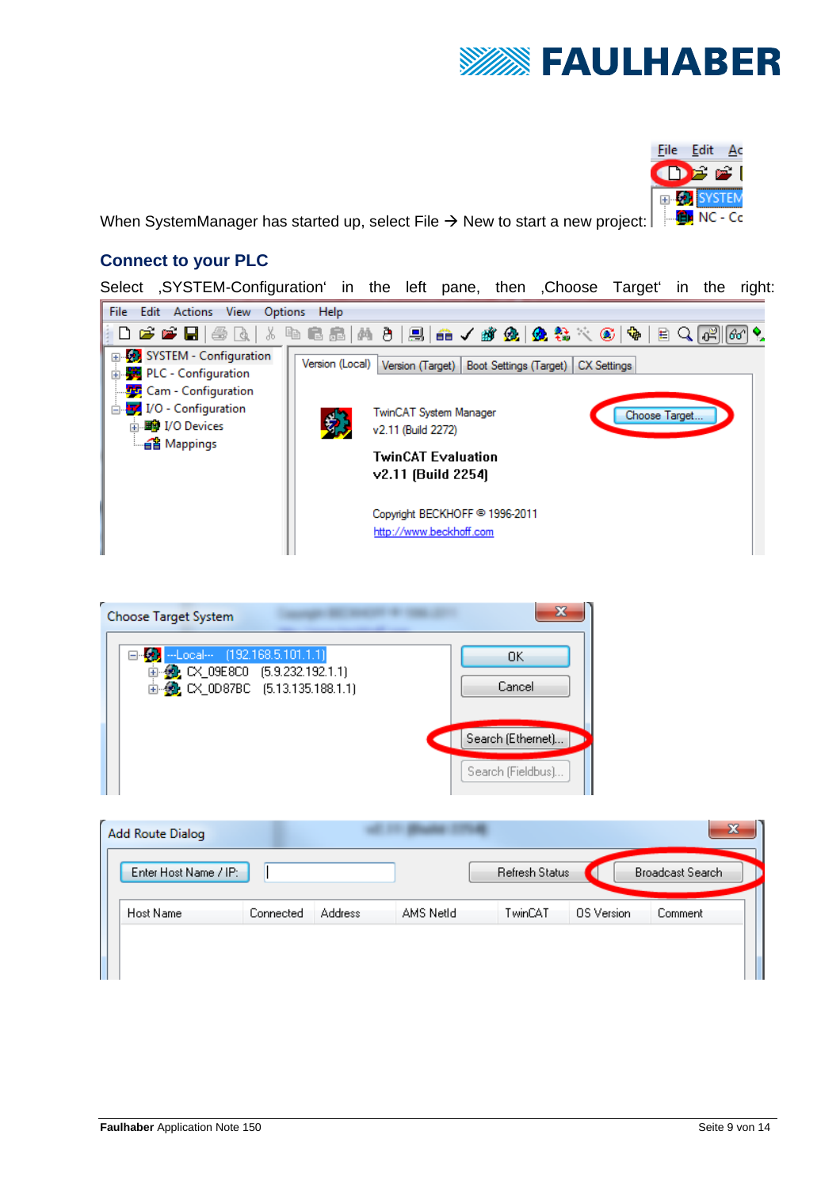When SystemManager has started up, select File → New to start a new project:

## Connect to your PLC

Select ‚SYSTEM-Configuration' in the left pane, then ‚Choose Target' in the right: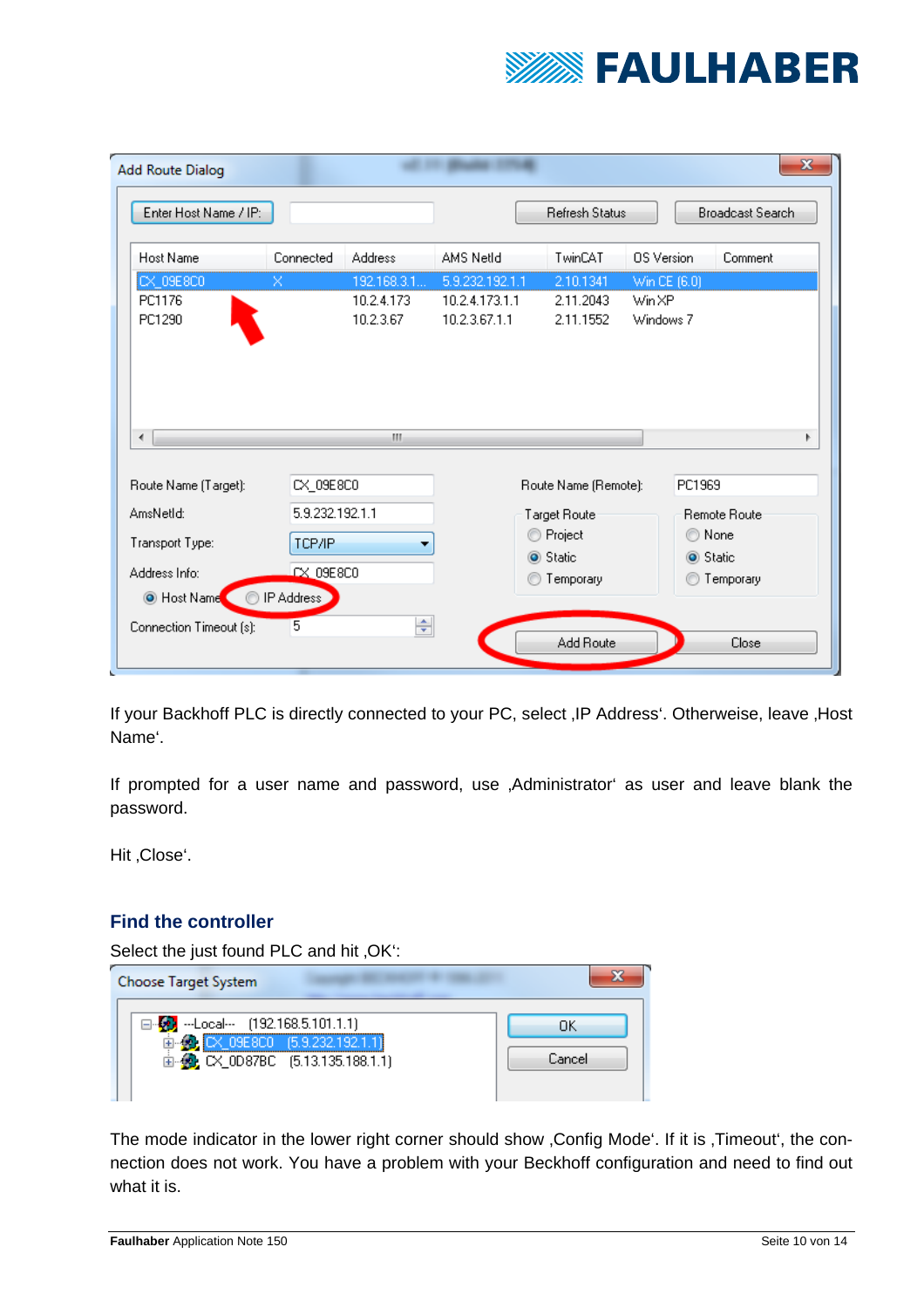If your Backhoff PLC is directly connected to your PC, select ‚IP Address‘. Otherweise, leave ‚Host Name‘.

If prompted for a user name and password, use ‚Administrator‘ as user and leave blank the password.

Hit ‚Close‘.

### Find the controller

Select the just found PLC and hit ‚OK‘:

The mode indicator in the lower right corner should show ‚Config Mode‘. If it is ‚Timeout‘, the connection does not work. You have a problem with your Beckhoff configuration and need to find out what it is.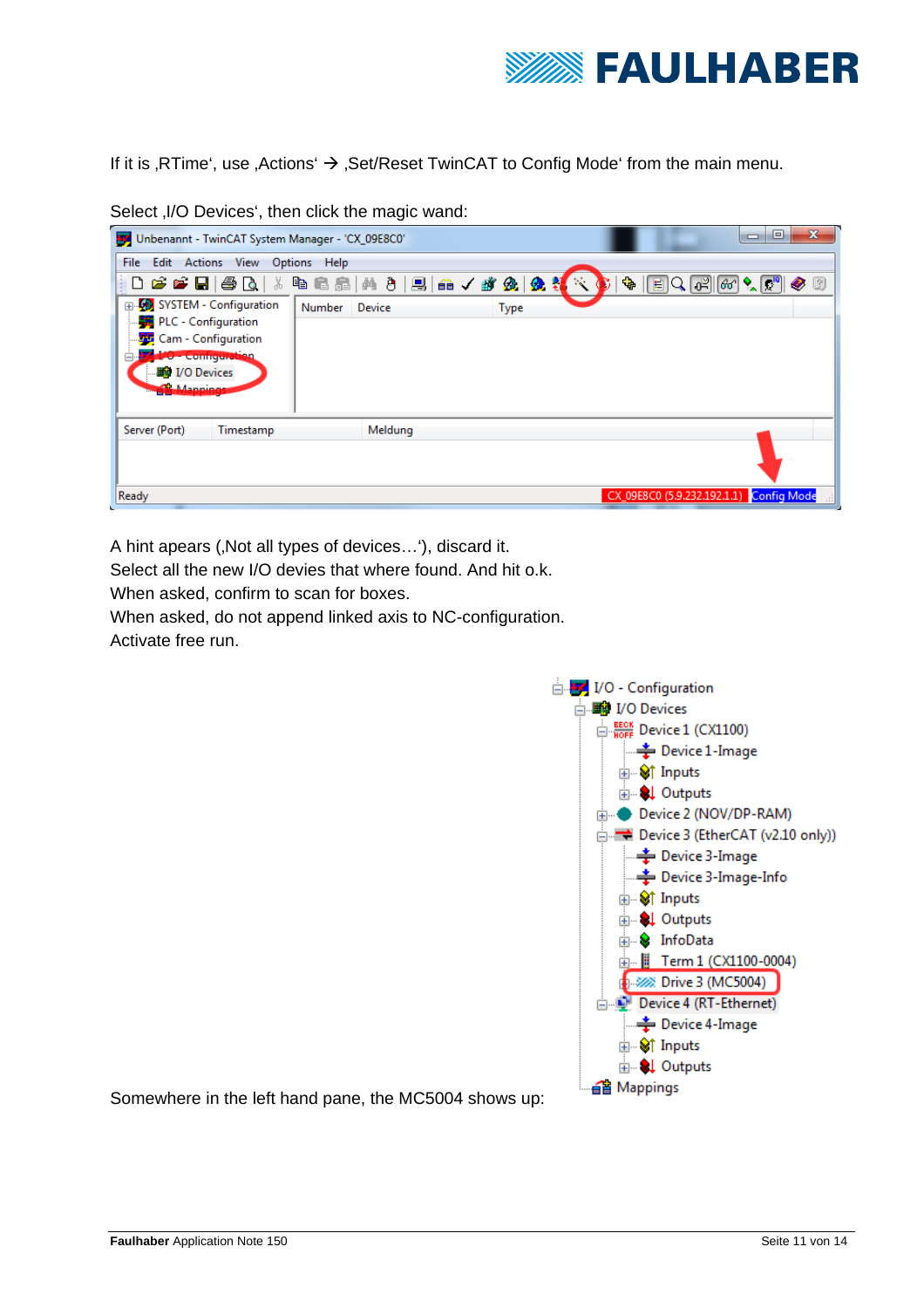If it is ‚RTime', use ‚Actions' → ‚Set/Reset TwinCAT to Config Mode' from the main menu.

Select ‚I/O Devices', then click the magic wand:

A hint apears (‚Not all types of devices…'), discard it.
Select all the new I/O devies that where found. And hit o.k.
When asked, confirm to scan for boxes.
When asked, do not append linked axis to NC-configuration.
Activate free run.

Somewhere in the left hand pane, the MC5004 shows up: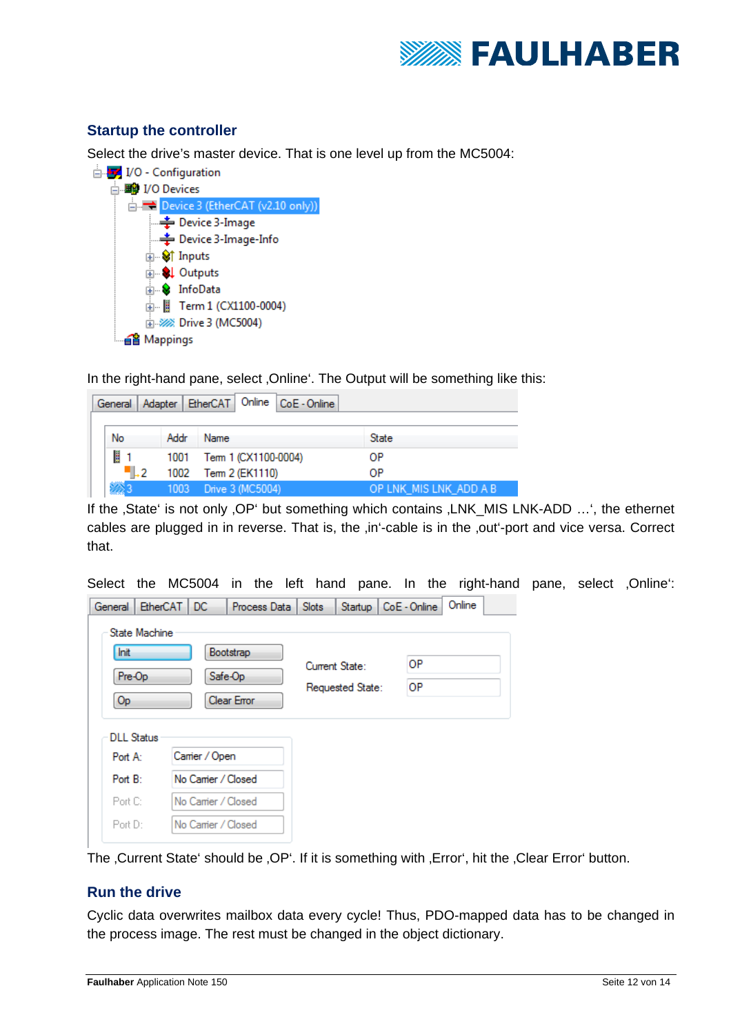## Startup the controller

Select the drive's master device. That is one level up from the MC5004:

- I/O - Configuration
  - I/O Devices
    - Device 3 (EtherCAT (v2.10 only))
      - Device 3-Image
      - Device 3-Image-Info
      - Inputs
      - Outputs
      - InfoData
      - Term 1 (CX1100-0004)
      - Drive 3 (MC5004)
  - Mappings

In the right-hand pane, select ‚Online'. The Output will be something like this:

General | Adapter | EtherCAT | Online | CoE - Online

| No | Addr | Name | State |
|---|---|---|---|
| 1 | 1001 | Term 1 (CX1100-0004) | OP |
| 2 | 1002 | Term 2 (EK1110) | OP |
| 3 | 1003 | Drive 3 (MC5004) | OP LNK_MIS LNK_ADD A B |

If the ‚State' is not only ‚OP' but something which contains ‚LNK_MIS LNK-ADD …', the ethernet cables are plugged in in reverse. That is, the ‚in'-cable is in the ‚out'-port and vice versa. Correct that.

Select the MC5004 in the left hand pane. In the right-hand pane, select ‚Online':

General | EtherCAT | DC | Process Data | Slots | Startup | CoE - Online | Online

State Machine

| | |
|---|---|
| Init | Bootstrap |
| Pre-Op | Safe-Op |
| Op | Clear Error |

| | |
|---|---|
| Current State: | OP |
| Requested State: | OP |

DLL Status

| | |
|---|---|
| Port A: | Carrier / Open |
| Port B: | No Carrier / Closed |
| Port C: | No Carrier / Closed |
| Port D: | No Carrier / Closed |

The ‚Current State' should be ‚OP'. If it is something with ‚Error', hit the ‚Clear Error' button.

## Run the drive

Cyclic data overwrites mailbox data every cycle! Thus, PDO-mapped data has to be changed in the process image. The rest must be changed in the object dictionary.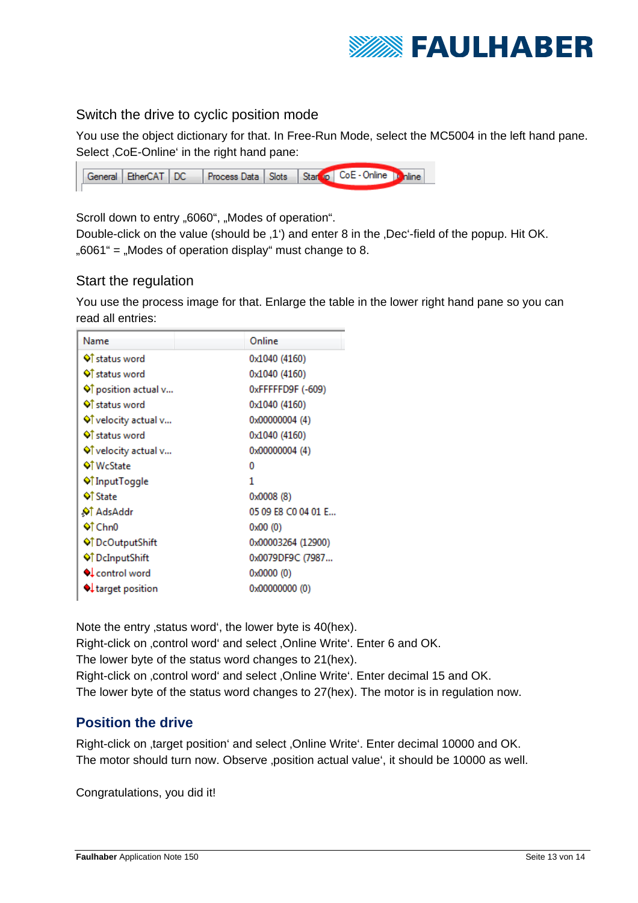### Switch the drive to cyclic position mode

You use the object dictionary for that. In Free-Run Mode, select the MC5004 in the left hand pane. Select ‚CoE-Online' in the right hand pane:

| General | EtherCAT | DC | Process Data | Slots | Startup | CoE - Online | Online |
|---|---|---|---|---|---|---|---|

Scroll down to entry „6060", „Modes of operation".
Double-click on the value (should be ‚1') and enter 8 in the ‚Dec'-field of the popup. Hit OK.
„6061" = „Modes of operation display" must change to 8.

### Start the regulation

You use the process image for that. Enlarge the table in the lower right hand pane so you can read all entries:

| Name | Online |
|---|---|
| status word | 0x1040 (4160) |
| status word | 0x1040 (4160) |
| position actual v... | 0xFFFFFD9F (-609) |
| status word | 0x1040 (4160) |
| velocity actual v... | 0x00000004 (4) |
| status word | 0x1040 (4160) |
| velocity actual v... | 0x00000004 (4) |
| WcState | 0 |
| InputToggle | 1 |
| State | 0x0008 (8) |
| AdsAddr | 05 09 E8 C0 04 01 E... |
| Chn0 | 0x00 (0) |
| DcOutputShift | 0x00003264 (12900) |
| DcInputShift | 0x0079DF9C (7987... |
| control word | 0x0000 (0) |
| target position | 0x00000000 (0) |

Note the entry ‚status word', the lower byte is 40(hex).
Right-click on ‚control word' and select ‚Online Write'. Enter 6 and OK.
The lower byte of the status word changes to 21(hex).
Right-click on ‚control word' and select ‚Online Write'. Enter decimal 15 and OK.
The lower byte of the status word changes to 27(hex). The motor is in regulation now.

## Position the drive

Right-click on ‚target position' and select ‚Online Write'. Enter decimal 10000 and OK.
The motor should turn now. Observe ‚position actual value', it should be 10000 as well.

Congratulations, you did it!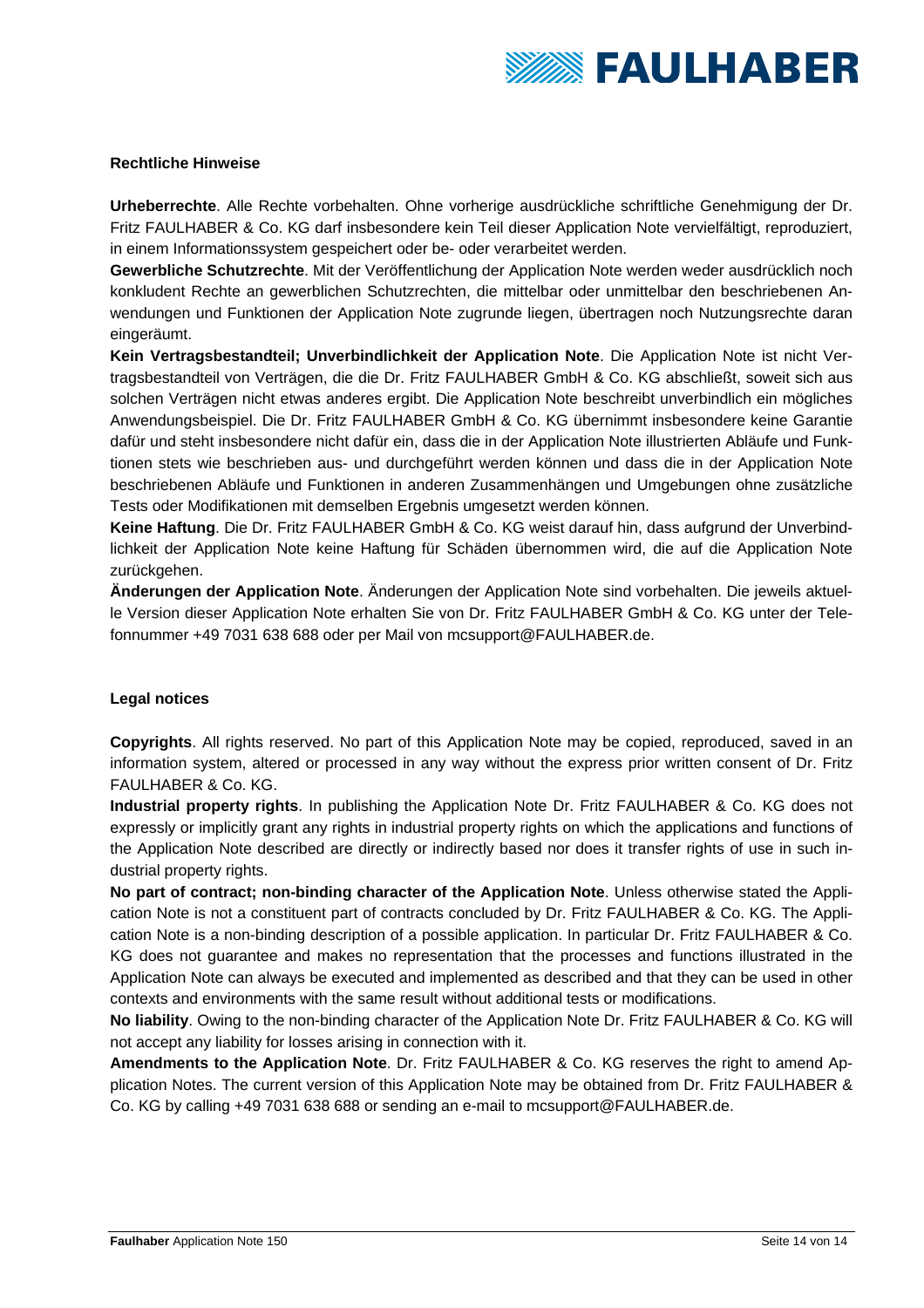## Rechtliche Hinweise

**Urheberrechte**. Alle Rechte vorbehalten. Ohne vorherige ausdrückliche schriftliche Genehmigung der Dr. Fritz FAULHABER & Co. KG darf insbesondere kein Teil dieser Application Note vervielfältigt, reproduziert, in einem Informationssystem gespeichert oder be- oder verarbeitet werden.

**Gewerbliche Schutzrechte**. Mit der Veröffentlichung der Application Note werden weder ausdrücklich noch konkludent Rechte an gewerblichen Schutzrechten, die mittelbar oder unmittelbar den beschriebenen Anwendungen und Funktionen der Application Note zugrunde liegen, übertragen noch Nutzungsrechte daran eingeräumt.

**Kein Vertragsbestandteil; Unverbindlichkeit der Application Note**. Die Application Note ist nicht Vertragsbestandteil von Verträgen, die die Dr. Fritz FAULHABER GmbH & Co. KG abschließt, soweit sich aus solchen Verträgen nicht etwas anderes ergibt. Die Application Note beschreibt unverbindlich ein mögliches Anwendungsbeispiel. Die Dr. Fritz FAULHABER GmbH & Co. KG übernimmt insbesondere keine Garantie dafür und steht insbesondere nicht dafür ein, dass die in der Application Note illustrierten Abläufe und Funktionen stets wie beschrieben aus- und durchgeführt werden können und dass die in der Application Note beschriebenen Abläufe und Funktionen in anderen Zusammenhängen und Umgebungen ohne zusätzliche Tests oder Modifikationen mit demselben Ergebnis umgesetzt werden können.

**Keine Haftung**. Die Dr. Fritz FAULHABER GmbH & Co. KG weist darauf hin, dass aufgrund der Unverbindlichkeit der Application Note keine Haftung für Schäden übernommen wird, die auf die Application Note zurückgehen.

**Änderungen der Application Note**. Änderungen der Application Note sind vorbehalten. Die jeweils aktuelle Version dieser Application Note erhalten Sie von Dr. Fritz FAULHABER GmbH & Co. KG unter der Telefonnummer +49 7031 638 688 oder per Mail von mcsupport@FAULHABER.de.

## Legal notices

**Copyrights**. All rights reserved. No part of this Application Note may be copied, reproduced, saved in an information system, altered or processed in any way without the express prior written consent of Dr. Fritz FAULHABER & Co. KG.

**Industrial property rights**. In publishing the Application Note Dr. Fritz FAULHABER & Co. KG does not expressly or implicitly grant any rights in industrial property rights on which the applications and functions of the Application Note described are directly or indirectly based nor does it transfer rights of use in such industrial property rights.

**No part of contract; non-binding character of the Application Note**. Unless otherwise stated the Application Note is not a constituent part of contracts concluded by Dr. Fritz FAULHABER & Co. KG. The Application Note is a non-binding description of a possible application. In particular Dr. Fritz FAULHABER & Co. KG does not guarantee and makes no representation that the processes and functions illustrated in the Application Note can always be executed and implemented as described and that they can be used in other contexts and environments with the same result without additional tests or modifications.

**No liability**. Owing to the non-binding character of the Application Note Dr. Fritz FAULHABER & Co. KG will not accept any liability for losses arising in connection with it.

**Amendments to the Application Note**. Dr. Fritz FAULHABER & Co. KG reserves the right to amend Application Notes. The current version of this Application Note may be obtained from Dr. Fritz FAULHABER & Co. KG by calling +49 7031 638 688 or sending an e-mail to mcsupport@FAULHABER.de.